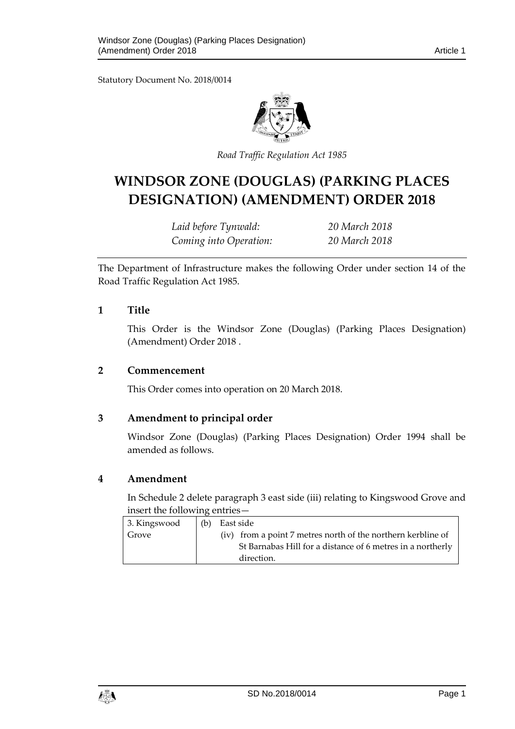Statutory Document No. 2018/0014

*Road Traffic Regulation Act 1985*

# WINDSOR ZONE (DOUGLAS) (PARKING PLACES DESIGNATION) (AMENDMENT) ORDER 2018

| | |
|---|---|
| *Laid before Tynwald:* | *20 March 2018* |
| *Coming into Operation:* | *20 March 2018* |

The Department of Infrastructure makes the following Order under section 14 of the Road Traffic Regulation Act 1985.

## 1 Title

This Order is the Windsor Zone (Douglas) (Parking Places Designation) (Amendment) Order 2018 .

## 2 Commencement

This Order comes into operation on 20 March 2018.

## 3 Amendment to principal order

Windsor Zone (Douglas) (Parking Places Designation) Order 1994 shall be amended as follows.

## 4 Amendment

In Schedule 2 delete paragraph 3 east side (iii) relating to Kingswood Grove and insert the following entries—

| | |
|---|---|
| 3. Kingswood Grove | (b) East side<br>(iv) from a point 7 metres north of the northern kerbline of St Barnabas Hill for a distance of 6 metres in a northerly direction. |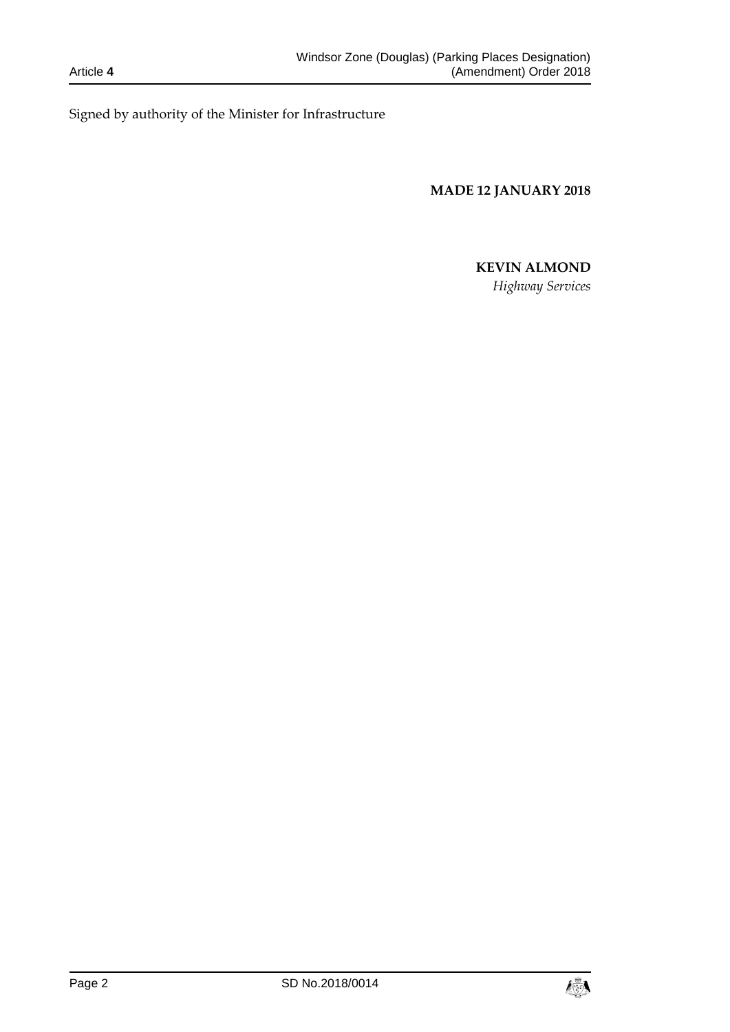Signed by authority of the Minister for Infrastructure

**MADE 12 JANUARY 2018**

**KEVIN ALMOND**

*Highway Services*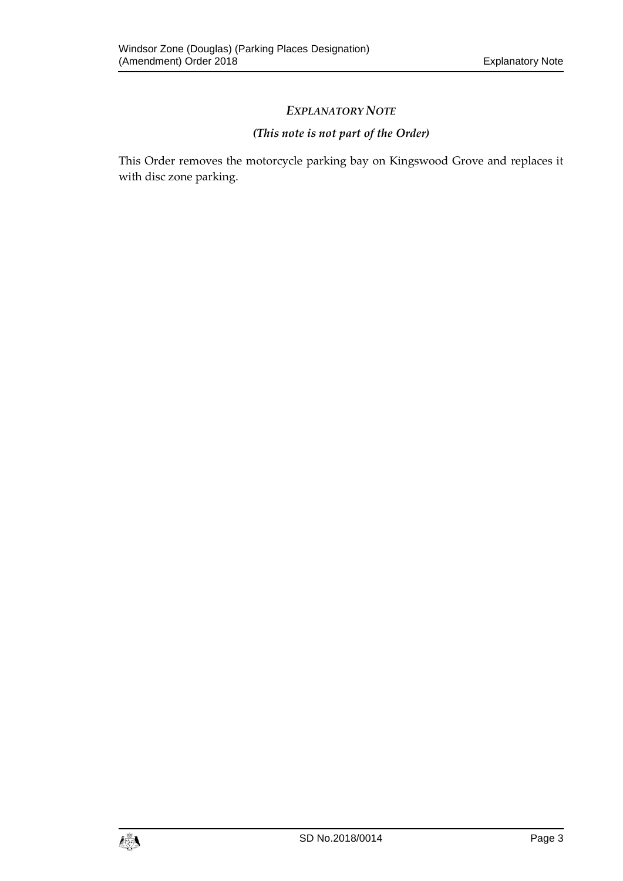## *EXPLANATORY NOTE*

***(This note is not part of the Order)***

This Order removes the motorcycle parking bay on Kingswood Grove and replaces it with disc zone parking.